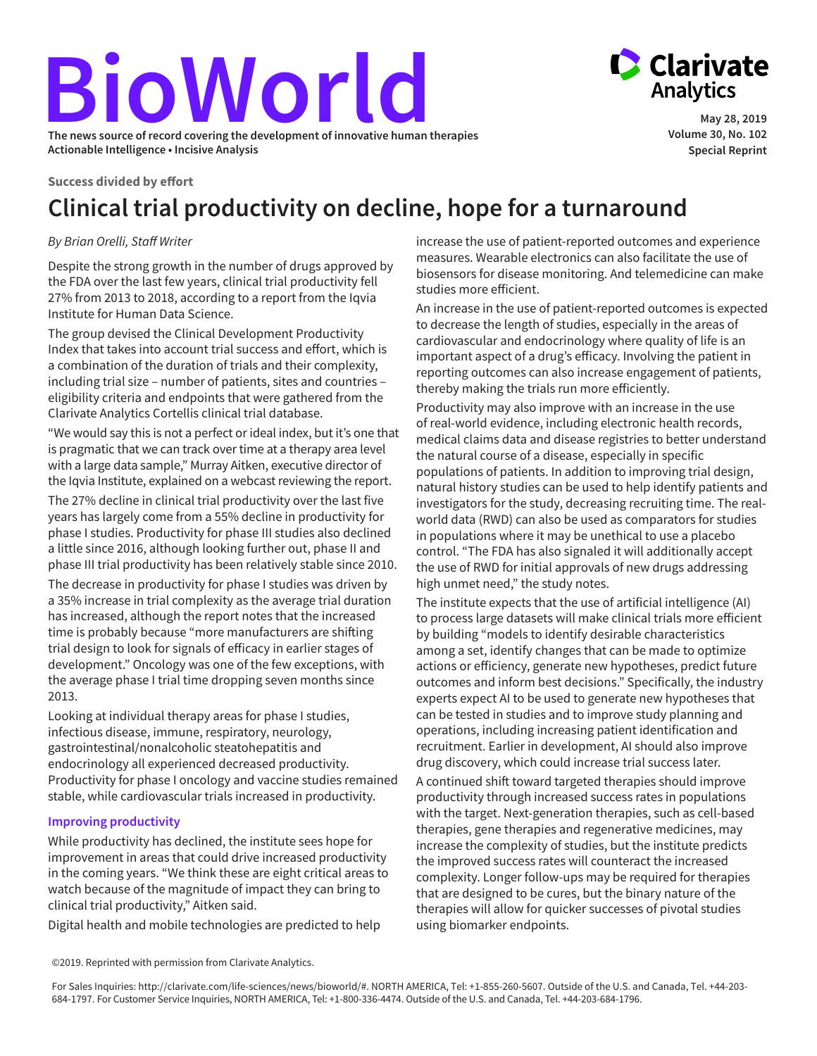# BioWorld

The news source of record covering the development of innovative human therapies
Actionable Intelligence • Incisive Analysis

May 28, 2019
Volume 30, No. 102
Special Reprint

**Success divided by effort**

## Clinical trial productivity on decline, hope for a turnaround

*By Brian Orelli, Staff Writer*

Despite the strong growth in the number of drugs approved by the FDA over the last few years, clinical trial productivity fell 27% from 2013 to 2018, according to a report from the Iqvia Institute for Human Data Science.

The group devised the Clinical Development Productivity Index that takes into account trial success and effort, which is a combination of the duration of trials and their complexity, including trial size – number of patients, sites and countries – eligibility criteria and endpoints that were gathered from the Clarivate Analytics Cortellis clinical trial database.

"We would say this is not a perfect or ideal index, but it's one that is pragmatic that we can track over time at a therapy area level with a large data sample," Murray Aitken, executive director of the Iqvia Institute, explained on a webcast reviewing the report.

The 27% decline in clinical trial productivity over the last five years has largely come from a 55% decline in productivity for phase I studies. Productivity for phase III studies also declined a little since 2016, although looking further out, phase II and phase III trial productivity has been relatively stable since 2010.

The decrease in productivity for phase I studies was driven by a 35% increase in trial complexity as the average trial duration has increased, although the report notes that the increased time is probably because "more manufacturers are shifting trial design to look for signals of efficacy in earlier stages of development." Oncology was one of the few exceptions, with the average phase I trial time dropping seven months since 2013.

Looking at individual therapy areas for phase I studies, infectious disease, immune, respiratory, neurology, gastrointestinal/nonalcoholic steatohepatitis and endocrinology all experienced decreased productivity. Productivity for phase I oncology and vaccine studies remained stable, while cardiovascular trials increased in productivity.

### Improving productivity

While productivity has declined, the institute sees hope for improvement in areas that could drive increased productivity in the coming years. "We think these are eight critical areas to watch because of the magnitude of impact they can bring to clinical trial productivity," Aitken said.

Digital health and mobile technologies are predicted to help increase the use of patient-reported outcomes and experience measures. Wearable electronics can also facilitate the use of biosensors for disease monitoring. And telemedicine can make studies more efficient.

An increase in the use of patient-reported outcomes is expected to decrease the length of studies, especially in the areas of cardiovascular and endocrinology where quality of life is an important aspect of a drug's efficacy. Involving the patient in reporting outcomes can also increase engagement of patients, thereby making the trials run more efficiently.

Productivity may also improve with an increase in the use of real-world evidence, including electronic health records, medical claims data and disease registries to better understand the natural course of a disease, especially in specific populations of patients. In addition to improving trial design, natural history studies can be used to help identify patients and investigators for the study, decreasing recruiting time. The real-world data (RWD) can also be used as comparators for studies in populations where it may be unethical to use a placebo control. "The FDA has also signaled it will additionally accept the use of RWD for initial approvals of new drugs addressing high unmet need," the study notes.

The institute expects that the use of artificial intelligence (AI) to process large datasets will make clinical trials more efficient by building "models to identify desirable characteristics among a set, identify changes that can be made to optimize actions or efficiency, generate new hypotheses, predict future outcomes and inform best decisions." Specifically, the industry experts expect AI to be used to generate new hypotheses that can be tested in studies and to improve study planning and operations, including increasing patient identification and recruitment. Earlier in development, AI should also improve drug discovery, which could increase trial success later.

A continued shift toward targeted therapies should improve productivity through increased success rates in populations with the target. Next-generation therapies, such as cell-based therapies, gene therapies and regenerative medicines, may increase the complexity of studies, but the institute predicts the improved success rates will counteract the increased complexity. Longer follow-ups may be required for therapies that are designed to be cures, but the binary nature of the therapies will allow for quicker successes of pivotal studies using biomarker endpoints.

©2019. Reprinted with permission from Clarivate Analytics.

For Sales Inquiries: http://clarivate.com/life-sciences/news/bioworld/#. NORTH AMERICA, Tel: +1-855-260-5607. Outside of the U.S. and Canada, Tel. +44-203-684-1797. For Customer Service Inquiries, NORTH AMERICA, Tel: +1-800-336-4474. Outside of the U.S. and Canada, Tel. +44-203-684-1796.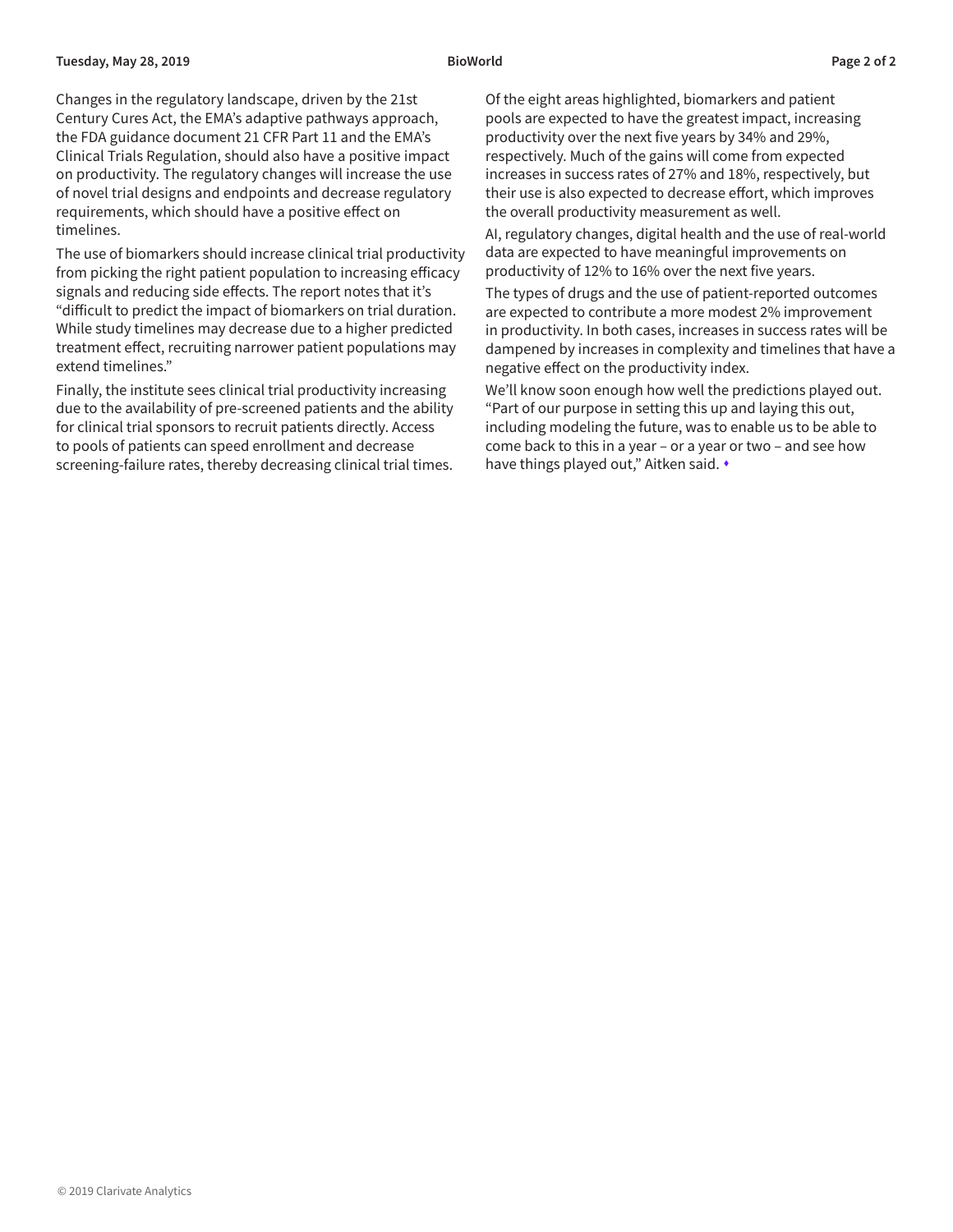Changes in the regulatory landscape, driven by the 21st Century Cures Act, the EMA's adaptive pathways approach, the FDA guidance document 21 CFR Part 11 and the EMA's Clinical Trials Regulation, should also have a positive impact on productivity. The regulatory changes will increase the use of novel trial designs and endpoints and decrease regulatory requirements, which should have a positive effect on timelines.

The use of biomarkers should increase clinical trial productivity from picking the right patient population to increasing efficacy signals and reducing side effects. The report notes that it's "difficult to predict the impact of biomarkers on trial duration. While study timelines may decrease due to a higher predicted treatment effect, recruiting narrower patient populations may extend timelines."

Finally, the institute sees clinical trial productivity increasing due to the availability of pre-screened patients and the ability for clinical trial sponsors to recruit patients directly. Access to pools of patients can speed enrollment and decrease screening-failure rates, thereby decreasing clinical trial times.

Of the eight areas highlighted, biomarkers and patient pools are expected to have the greatest impact, increasing productivity over the next five years by 34% and 29%, respectively. Much of the gains will come from expected increases in success rates of 27% and 18%, respectively, but their use is also expected to decrease effort, which improves the overall productivity measurement as well.

AI, regulatory changes, digital health and the use of real-world data are expected to have meaningful improvements on productivity of 12% to 16% over the next five years.

The types of drugs and the use of patient-reported outcomes are expected to contribute a more modest 2% improvement in productivity. In both cases, increases in success rates will be dampened by increases in complexity and timelines that have a negative effect on the productivity index.

We'll know soon enough how well the predictions played out. "Part of our purpose in setting this up and laying this out, including modeling the future, was to enable us to be able to come back to this in a year – or a year or two – and see how have things played out," Aitken said. ♦